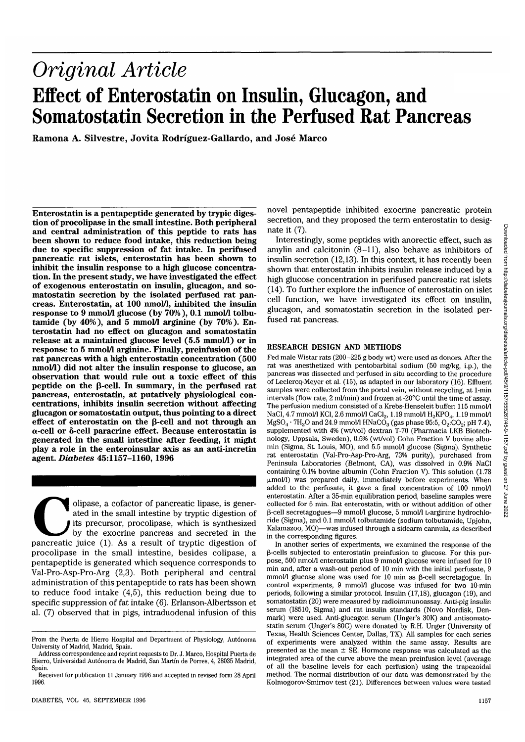*Original Article*

# Effect of Enterostatin on Insulin, Glucagon, and Somatostatin Secretion in the Perfused Rat Pancreas

Ramona A. Silvestre, Jovita Rodríguez-Gallardo, and José Marco

**Enterostatin is a pentapeptide generated by trypic digestion of procolipase in the small intestine. Both peripheral and central administration of this peptide to rats has been shown to reduce food intake, this reduction being due to specific suppression of fat intake. In perifused pancreatic rat islets, enterostatin has been shown to inhibit the insulin response to a high glucose concentration. In the present study, we have investigated the effect of exogenous enterostatin on insulin, glucagon, and somatostatin secretion by the isolated perfused rat pancreas. Enterostatin, at 100 nmol/l, inhibited the insulin response to 9 mmol/l glucose (by 70%), 0.1 mmol/l tolbutamide (by 40%), and 5 mmol/l arginine (by 70%). Enterostatin had no effect on glucagon and somatostatin release at a maintained glucose level (5.5 mmol/l) or in response to 5 mmol/l arginine. Finally, preinfusion of the rat pancreas with a high enterostatin concentration (500 nmol/l) did not alter the insulin response to glucose, an observation that would rule out a toxic effect of this peptide on the β-cell. In summary, in the perfused rat pancreas, enterostatin, at putatively physiological concentrations, inhibits insulin secretion without affecting glucagon or somatostatin output, thus pointing to a direct effect of enterostatin on the β-cell and not through an α-cell or δ-cell paracrine effect. Because enterostatin is generated in the small intestine after feeding, it might play a role in the enteroinsular axis as an anti-incretin agent.** ***Diabetes*** **45:1157–1160, 1996**

Colipase, a cofactor of pancreatic lipase, is generated in the small intestine by tryptic digestion of its precursor, procolipase, which is synthesized by the exocrine pancreas and secreted in the pancreatic juice (1). As a result of tryptic digestion of procolipase in the small intestine, besides colipase, a pentapeptide is generated which sequence corresponds to Val-Pro-Asp-Pro-Arg (2,3). Both peripheral and central administration of this pentapeptide to rats has been shown to reduce food intake (4,5), this reduction being due to specific suppression of fat intake (6). Erlanson-Albertsson et al. (7) observed that in pigs, intraduodenal infusion of this novel pentapeptide inhibited exocrine pancreatic protein secretion, and they proposed the term enterostatin to designate it (7).

Interestingly, some peptides with anorectic effect, such as amylin and calcitonin (8–11), also behave as inhibitors of insulin secretion (12,13). In this context, it has recently been shown that enterostatin inhibits insulin release induced by a high glucose concentration in perifused pancreatic rat islets (14). To further explore the influence of enterostatin on islet cell function, we have investigated its effect on insulin, glucagon, and somatostatin secretion in the isolated perfused rat pancreas.

## RESEARCH DESIGN AND METHODS

Fed male Wistar rats (200–225 g body wt) were used as donors. After the rat was anesthetized with pentobarbital sodium (50 mg/kg, i.p.), the pancreas was dissected and perfused in situ according to the procedure of Leclercq-Meyer et al. (15), as adapted in our laboratory (16). Effluent samples were collected from the portal vein, without recycling, at 1-min intervals (flow rate, 2 ml/min) and frozen at -20°C until the time of assay. The perfusion medium consisted of a Krebs-Henseleit buffer: 115 mmol/l NaCl, 4.7 mmol/l KCl, 2.6 mmol/l $CaCl_2$, 1.19 mmol/l $H_2KPO_4$, 1.19 mmol/l $MgSO_4 \cdot 7H_2O$ and 24.9 mmol/l $HNaCO_3$ (gas phase 95:5, $O_2$:$CO_2$; pH 7.4), supplemented with 4% (wt/vol) dextran T-70 (Pharmacia LKB Biotechnology, Uppsala, Sweden), 0.5% (wt/vol) Cohn Fraction V bovine albumin (Sigma, St. Louis, MO), and 5.5 mmol/l glucose (Sigma). Synthetic rat enterostatin (Val-Pro-Asp-Pro-Arg, 73% purity), purchased from Peninsula Laboratories (Belmont, CA), was dissolved in 0.9% NaCl containing 0.1% bovine albumin (Cohn Fraction V). This solution (1.78 μmol/l) was prepared daily, immediately before experiments. When added to the perfusate, it gave a final concentration of 100 nmol/l enterostatin. After a 35-min equilibration period, baseline samples were collected for 5 min. Rat enterostatin, with or without addition of other β-cell secretagogues—9 mmol/l glucose, 5 mmol/l L-arginine hydrochloride (Sigma), and 0.1 mmol/l tolbutamide (sodium tolbutamide, Upjohn, Kalamazoo, MO)—was infused through a sidearm cannula, as described in the corresponding figures.

In another series of experiments, we examined the response of the β-cells subjected to enterostatin preinfusion to glucose. For this purpose, 500 nmol/l enterostatin plus 9 mmol/l glucose were infused for 10 min and, after a wash-out period of 10 min with the initial perfusate, 9 mmol/l glucose alone was used for 10 min as β-cell secretagogue. In control experiments, 9 mmol/l glucose was infused for two 10-min periods, following a similar protocol. Insulin (17,18), glucagon (19), and somatostatin (20) were measured by radioimmunoassay. Anti-pig insulin serum (I8510, Sigma) and rat insulin standards (Novo Nordisk, Denmark) were used. Anti-glucagon serum (Unger's 30K) and antisomatostatin serum (Unger's 80C) were donated by R.H. Unger (University of Texas, Health Sciences Center, Dallas, TX). All samples for each series of experiments were analyzed within the same assay. Results are presented as the mean ± SE. Hormone response was calculated as the integrated area of the curve above the mean preinfusion level (average of all the baseline levels for each perfusion) using the trapezoidal method. The normal distribution of our data was demonstrated by the Kolmogorov-Smirnov test (21). Differences between values were tested

From the Puerta de Hierro Hospital and Department of Physiology, Autónoma University of Madrid, Madrid, Spain.

Address correspondence and reprint requests to Dr. J. Marco, Hospital Puerta de Hierro, Universidad Autónoma de Madrid, San Martín de Porres, 4, 28035 Madrid, Spain.

Received for publication 11 January 1996 and accepted in revised form 28 April 1996.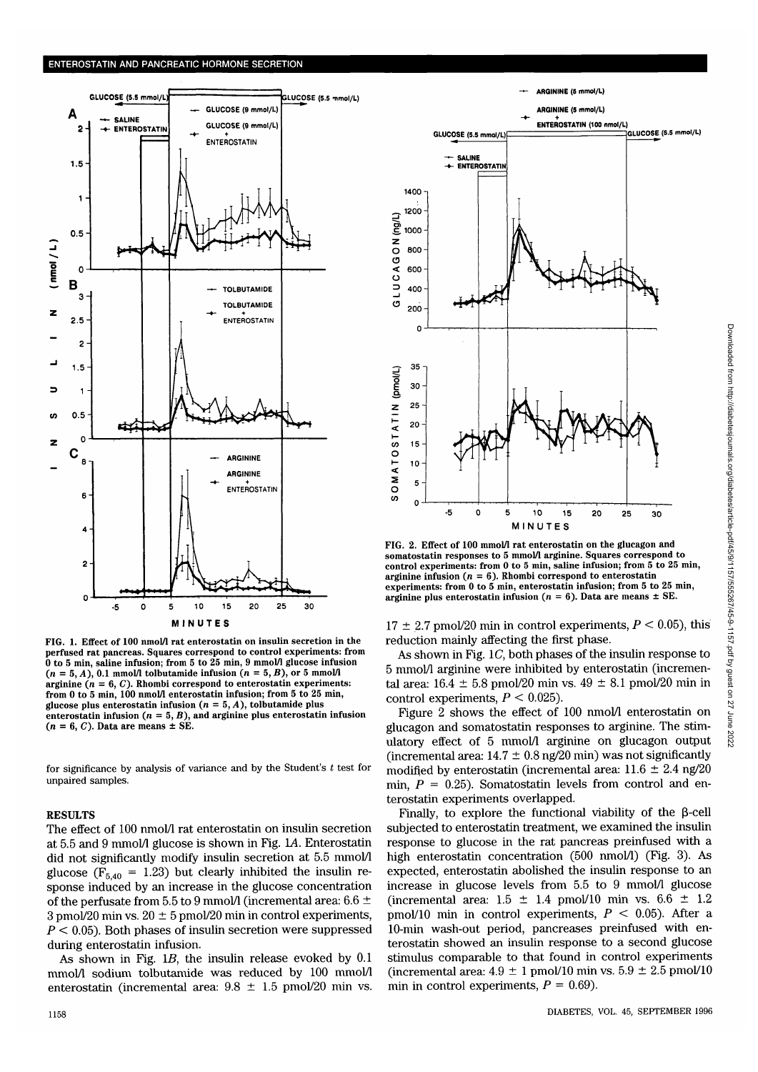FIG. 1. Effect of 100 nmol/l rat enterostatin on insulin secretion in the perfused rat pancreas. Squares correspond to control experiments: from 0 to 5 min, saline infusion; from 5 to 25 min, 9 mmol/l glucose infusion ($n = 5$, *A*), 0.1 mmol/l tolbutamide infusion ($n = 5$, *B*), or 5 mmol/l arginine ($n = 6$, *C*). Rhombi correspond to enterostatin experiments: from 0 to 5 min, 100 nmol/l enterostatin infusion; from 5 to 25 min, glucose plus enterostatin infusion ($n = 5$, *A*), tolbutamide plus enterostatin infusion ($n = 5$, *B*), and arginine plus enterostatin infusion ($n = 6$, *C*). Data are means ± SE.

FIG. 2. Effect of 100 mmol/l rat enterostatin on the glucagon and somatostatin responses to 5 mmol/l arginine. Squares correspond to control experiments: from 0 to 5 min, saline infusion; from 5 to 25 min, arginine infusion ($n = 6$). Rhombi correspond to enterostatin experiments: from 0 to 5 min, enterostatin infusion; from 5 to 25 min, arginine plus enterostatin infusion ($n = 6$). Data are means ± SE.

for significance by analysis of variance and by the Student's *t* test for unpaired samples.

## RESULTS

The effect of 100 nmol/l rat enterostatin on insulin secretion at 5.5 and 9 mmol/l glucose is shown in Fig. 1*A*. Enterostatin did not significantly modify insulin secretion at 5.5 mmol/l glucose ($F_{5,40} = 1.23$) but clearly inhibited the insulin response induced by an increase in the glucose concentration of the perfusate from 5.5 to 9 mmol/l (incremental area: 6.6 ± 3 pmol/20 min vs. 20 ± 5 pmol/20 min in control experiments, $P < 0.05$). Both phases of insulin secretion were suppressed during enterostatin infusion.

As shown in Fig. 1*B*, the insulin release evoked by 0.1 mmol/l sodium tolbutamide was reduced by 100 nmol/l enterostatin (incremental area: 9.8 ± 1.5 pmol/20 min vs. 17 ± 2.7 pmol/20 min in control experiments, $P < 0.05$), this reduction mainly affecting the first phase.

As shown in Fig. 1*C*, both phases of the insulin response to 5 mmol/l arginine were inhibited by enterostatin (incremental area: 16.4 ± 5.8 pmol/20 min vs. 49 ± 8.1 pmol/20 min in control experiments, $P < 0.025$).

Figure 2 shows the effect of 100 nmol/l enterostatin on glucagon and somatostatin responses to arginine. The stimulatory effect of 5 mmol/l arginine on glucagon output (incremental area: 14.7 ± 0.8 ng/20 min) was not significantly modified by enterostatin (incremental area: 11.6 ± 2.4 ng/20 min, $P = 0.25$). Somatostatin levels from control and enterostatin experiments overlapped.

Finally, to explore the functional viability of the β-cell subjected to enterostatin treatment, we examined the insulin response to glucose in the rat pancreas preinfused with a high enterostatin concentration (500 nmol/l) (Fig. 3). As expected, enterostatin abolished the insulin response to an increase in glucose levels from 5.5 to 9 mmol/l (incremental area: 1.5 ± 1.4 pmol/10 min vs. 6.6 ± 1.2 pmol/10 min in control experiments, $P < 0.05$). After a 10-min wash-out period, pancreases preinfused with enterostatin showed an insulin response to a second glucose stimulus comparable to that found in control experiments (incremental area: 4.9 ± 1 pmol/10 min vs. 5.9 ± 2.5 pmol/10 min in control experiments, $P = 0.69$).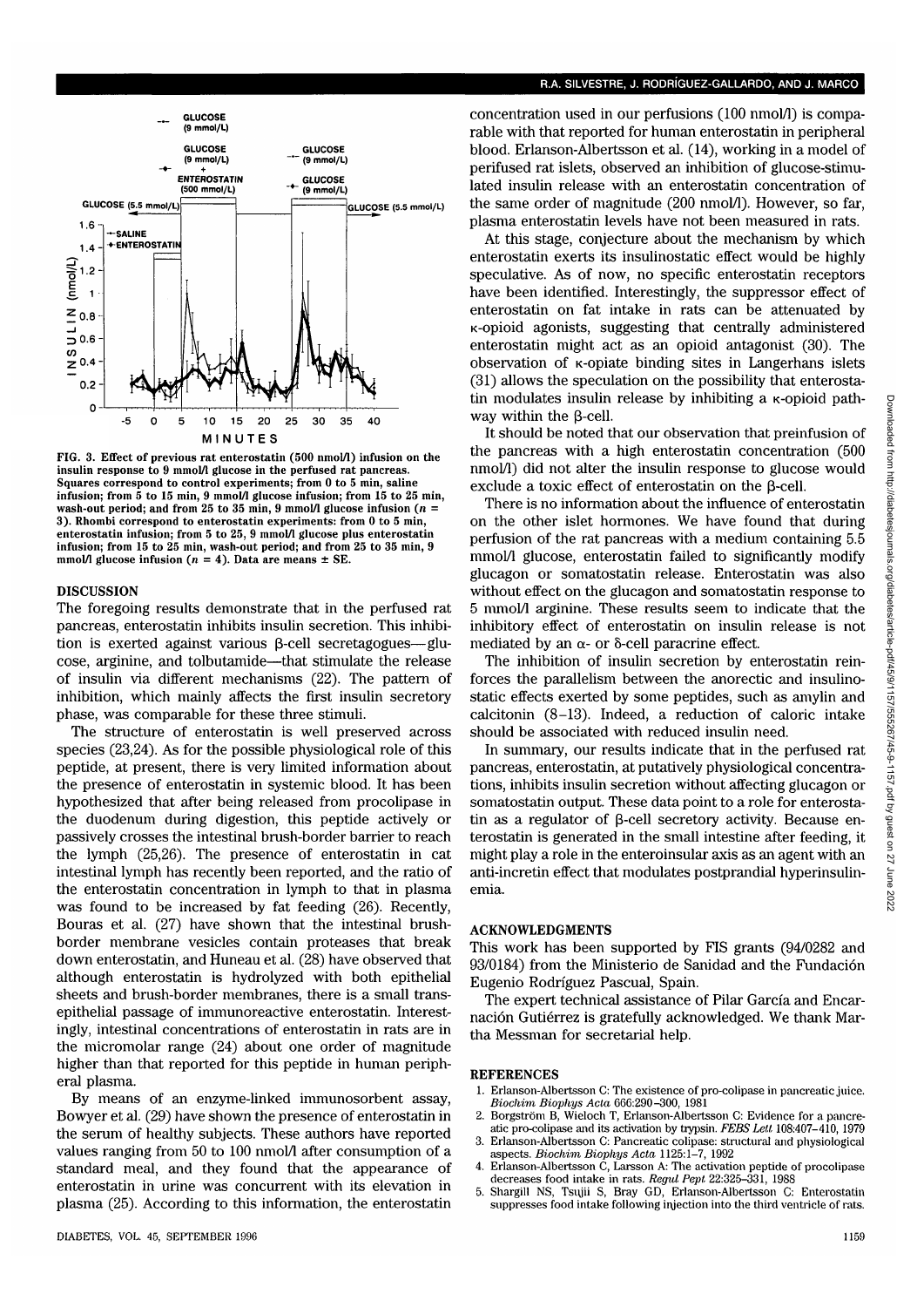FIG. 3. Effect of previous rat enterostatin (500 nmol/l) infusion on the insulin response to 9 mmol/l glucose in the perfused rat pancreas. Squares correspond to control experiments; from 0 to 5 min, saline infusion; from 5 to 15 min, 9 mmol/l glucose infusion; from 15 to 25 min, wash-out period; and from 25 to 35 min, 9 mmol/l glucose infusion ($n$ = 3). Rhombi correspond to enterostatin experiments: from 0 to 5 min, enterostatin infusion; from 5 to 25, 9 mmol/l glucose plus enterostatin infusion; from 15 to 25 min, wash-out period; and from 25 to 35 min, 9 mmol/l glucose infusion ($n$ = 4). Data are means ± SE.

## DISCUSSION

The foregoing results demonstrate that in the perfused rat pancreas, enterostatin inhibits insulin secretion. This inhibition is exerted against various β-cell secretagogues—glucose, arginine, and tolbutamide—that stimulate the release of insulin via different mechanisms (22). The pattern of inhibition, which mainly affects the first insulin secretory phase, was comparable for these three stimuli.

The structure of enterostatin is well preserved across species (23,24). As for the possible physiological role of this peptide, at present, there is very limited information about the presence of enterostatin in systemic blood. It has been hypothesized that after being released from procolipase in the duodenum during digestion, this peptide actively or passively crosses the intestinal brush-border barrier to reach the lymph (25,26). The presence of enterostatin in cat intestinal lymph has recently been reported, and the ratio of the enterostatin concentration in lymph to that in plasma was found to be increased by fat feeding (26). Recently, Bouras et al. (27) have shown that the intestinal brush-border membrane vesicles contain proteases that break down enterostatin, and Huneau et al. (28) have observed that although enterostatin is hydrolyzed with both epithelial sheets and brush-border membranes, there is a small transepithelial passage of immunoreactive enterostatin. Interestingly, intestinal concentrations of enterostatin in rats are in the micromolar range (24) about one order of magnitude higher than that reported for this peptide in human peripheral plasma.

By means of an enzyme-linked immunosorbent assay, Bowyer et al. (29) have shown the presence of enterostatin in the serum of healthy subjects. These authors have reported values ranging from 50 to 100 nmol/l after consumption of a standard meal, and they found that the appearance of enterostatin in urine was concurrent with its elevation in plasma (25). According to this information, the enterostatin concentration used in our perfusions (100 nmol/l) is comparable with that reported for human enterostatin in peripheral blood. Erlanson-Albertsson et al. (14), working in a model of perifused rat islets, observed an inhibition of glucose-stimulated insulin release with an enterostatin concentration of the same order of magnitude (200 nmol/l). However, so far, plasma enterostatin levels have not been measured in rats.

At this stage, conjecture about the mechanism by which enterostatin exerts its insulinostatic effect would be highly speculative. As of now, no specific enterostatin receptors have been identified. Interestingly, the suppressor effect of enterostatin on fat intake in rats can be attenuated by κ-opioid agonists, suggesting that centrally administered enterostatin might act as an opioid antagonist (30). The observation of κ-opiate binding sites in Langerhans islets (31) allows the speculation on the possibility that enterostatin modulates insulin release by inhibiting a κ-opioid pathway within the β-cell.

It should be noted that our observation that preinfusion of the pancreas with a high enterostatin concentration (500 nmol/l) did not alter the insulin response to glucose would exclude a toxic effect of enterostatin on the β-cell.

There is no information about the influence of enterostatin on the other islet hormones. We have found that during perfusion of the rat pancreas with a medium containing 5.5 mmol/l glucose, enterostatin failed to significantly modify glucagon or somatostatin release. Enterostatin was also without effect on the glucagon and somatostatin response to 5 mmol/l arginine. These results seem to indicate that the inhibitory effect of enterostatin on insulin release is not mediated by an α- or δ-cell paracrine effect.

The inhibition of insulin secretion by enterostatin reinforces the parallelism between the anorectic and insulinostatic effects exerted by some peptides, such as amylin and calcitonin (8–13). Indeed, a reduction of caloric intake should be associated with reduced insulin need.

In summary, our results indicate that in the perfused rat pancreas, enterostatin, at putatively physiological concentrations, inhibits insulin secretion without affecting glucagon or somatostatin output. These data point to a role for enterostatin as a regulator of β-cell secretory activity. Because enterostatin is generated in the small intestine after feeding, it might play a role in the enteroinsular axis as an agent with an anti-incretin effect that modulates postprandial hyperinsulinemia.

## ACKNOWLEDGMENTS

This work has been supported by FIS grants (94/0282 and 93/0184) from the Ministerio de Sanidad and the Fundación Eugenio Rodríguez Pascual, Spain.

The expert technical assistance of Pilar García and Encarnación Gutiérrez is gratefully acknowledged. We thank Martha Messman for secretarial help.

## REFERENCES

1. Erlanson-Albertsson C: The existence of pro-colipase in pancreatic juice. *Biochim Biophys Acta* 666:290–300, 1981
2. Borgström B, Wieloch T, Erlanson-Albertsson C: Evidence for a pancreatic pro-colipase and its activation by trypsin. *FEBS Lett* 108:407–410, 1979
3. Erlanson-Albertsson C: Pancreatic colipase: structural and physiological aspects. *Biochim Biophys Acta* 1125:1–7, 1992
4. Erlanson-Albertsson C, Larsson A: The activation peptide of procolipase decreases food intake in rats. *Regul Pept* 22:325–331, 1988
5. Shargill NS, Tsujii S, Bray GD, Erlanson-Albertsson C: Enterostatin suppresses food intake following injection into the third ventricle of rats.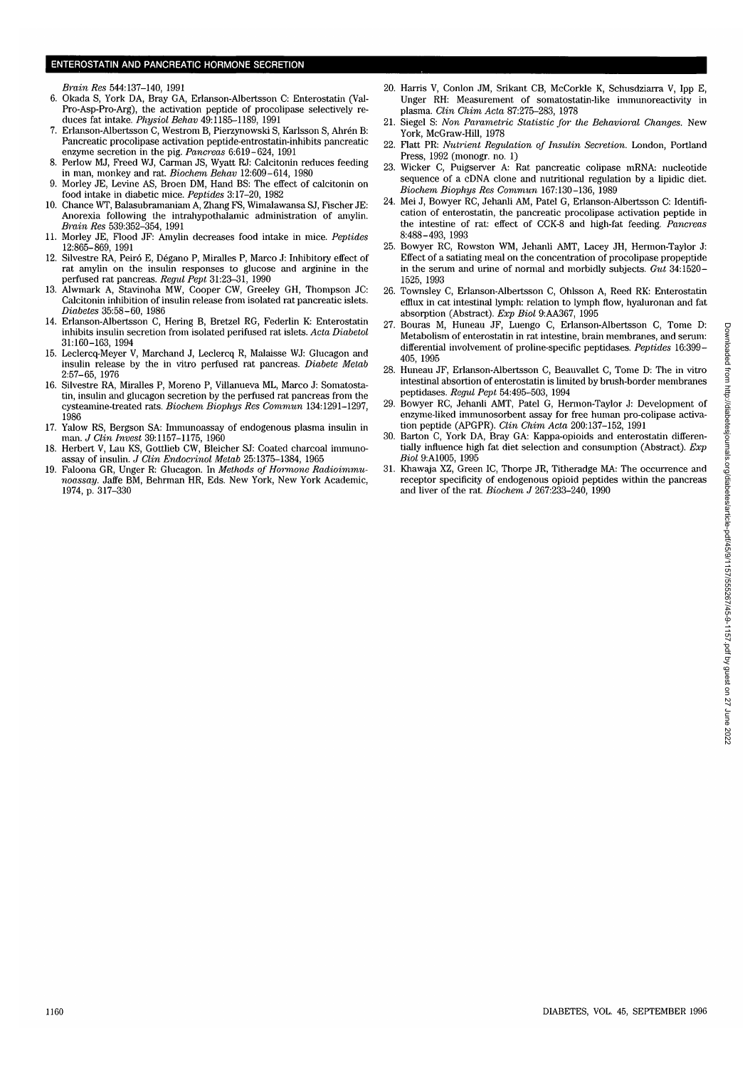*Brain Res* 544:137–140, 1991

6. Okada S, York DA, Bray GA, Erlanson-Albertsson C: Enterostatin (Val-Pro-Asp-Pro-Arg), the activation peptide of procolipase selectively reduces fat intake. *Physiol Behav* 49:1185–1189, 1991
7. Erlanson-Albertsson C, Westrom B, Pierzynowski S, Karlsson S, Ahrén B: Pancreatic procolipase activation peptide-entrostatin-inhibits pancreatic enzyme secretion in the pig. *Pancreas* 6:619–624, 1991
8. Perlow MJ, Freed WJ, Carman JS, Wyatt RJ: Calcitonin reduces feeding in man, monkey and rat. *Biochem Behav* 12:609–614, 1980
9. Morley JE, Levine AS, Broen DM, Hand BS: The effect of calcitonin on food intake in diabetic mice. *Peptides* 3:17–20, 1982
10. Chance WT, Balasubramaniam A, Zhang FS, Wimalawansa SJ, Fischer JE: Anorexia following the intrahypothalamic administration of amylin. *Brain Res* 539:352–354, 1991
11. Morley JE, Flood JF: Amylin decreases food intake in mice. *Peptides* 12:865–869, 1991
12. Silvestre RA, Peiró E, Dégano P, Miralles P, Marco J: Inhibitory effect of rat amylin on the insulin responses to glucose and arginine in the perfused rat pancreas. *Regul Pept* 31:23–31, 1990
13. Alwmark A, Stavinoha MW, Cooper CW, Greeley GH, Thompson JC: Calcitonin inhibition of insulin release from isolated rat pancreatic islets. *Diabetes* 35:58–60, 1986
14. Erlanson-Albertsson C, Hering B, Bretzel RG, Federlin K: Enterostatin inhibits insulin secretion from isolated perifused rat islets. *Acta Diabetol* 31:160–163, 1994
15. Leclercq-Meyer V, Marchand J, Leclercq R, Malaisse WJ: Glucagon and insulin release by the in vitro perfused rat pancreas. *Diabete Metab* 2:57–65, 1976
16. Silvestre RA, Miralles P, Moreno P, Villanueva ML, Marco J: Somatostatin, insulin and glucagon secretion by the perfused rat pancreas from the cysteamine-treated rats. *Biochem Biophys Res Commun* 134:1291–1297, 1986
17. Yalow RS, Bergson SA: Immunoassay of endogenous plasma insulin in man. *J Clin Invest* 39:1157–1175, 1960
18. Herbert V, Lau KS, Gottlieb CW, Bleicher SJ: Coated charcoal immunoassay of insulin. *J Clin Endocrinol Metab* 25:1375–1384, 1965
19. Faloona GR, Unger R: Glucagon. In *Methods of Hormone Radioimmunoassay*. Jaffe BM, Behrman HR, Eds. New York, New York Academic, 1974, p. 317–330
20. Harris V, Conlon JM, Srikant CB, McCorkle K, Schusdziarra V, Ipp E, Unger RH: Measurement of somatostatin-like immunoreactivity in plasma. *Clin Chim Acta* 87:275–283, 1978
21. Siegel S: *Non Parametric Statistic for the Behavioral Changes*. New York, McGraw-Hill, 1978
22. Flatt PR: *Nutrient Regulation of Insulin Secretion*. London, Portland Press, 1992 (monogr. no. 1)
23. Wicker C, Puigserver A: Rat pancreatic colipase mRNA: nucleotide sequence of a cDNA clone and nutritional regulation by a lipidic diet. *Biochem Biophys Res Commun* 167:130–136, 1989
24. Mei J, Bowyer RC, Jehanli AM, Patel G, Erlanson-Albertsson C: Identification of enterostatin, the pancreatic procolipase activation peptide in the intestine of rat: effect of CCK-8 and high-fat feeding. *Pancreas* 8:488–493, 1993
25. Bowyer RC, Rowston WM, Jehanli AMT, Lacey JH, Hermon-Taylor J: Effect of a satiating meal on the concentration of procolipase propeptide in the serum and urine of normal and morbidly subjects. *Gut* 34:1520–1525, 1993
26. Townsley C, Erlanson-Albertsson C, Ohlsson A, Reed RK: Enterostatin efflux in cat intestinal lymph: relation to lymph flow, hyaluronan and fat absorption (Abstract). *Exp Biol* 9:AA367, 1995
27. Bouras M, Huneau JF, Luengo C, Erlanson-Albertsson C, Tome D: Metabolism of enterostatin in rat intestine, brain membranes, and serum: differential involvement of proline-specific peptidases. *Peptides* 16:399–405, 1995
28. Huneau JF, Erlanson-Albertsson C, Beauvallet C, Tome D: The in vitro intestinal absorption of enterostatin is limited by brush-border membranes peptidases. *Regul Pept* 54:495–503, 1994
29. Bowyer RC, Jehanli AMT, Patel G, Hermon-Taylor J: Development of enzyme-liked immunosorbent assay for free human pro-colipase activation peptide (APGPR). *Clin Chim Acta* 200:137–152, 1991
30. Barton C, York DA, Bray GA: Kappa-opioids and enterostatin differentially influence high fat diet selection and consumption (Abstract). *Exp Biol* 9:A1005, 1995
31. Khawaja XZ, Green IC, Thorpe JR, Titheradge MA: The occurrence and receptor specificity of endogenous opioid peptides within the pancreas and liver of the rat. *Biochem J* 267:233–240, 1990